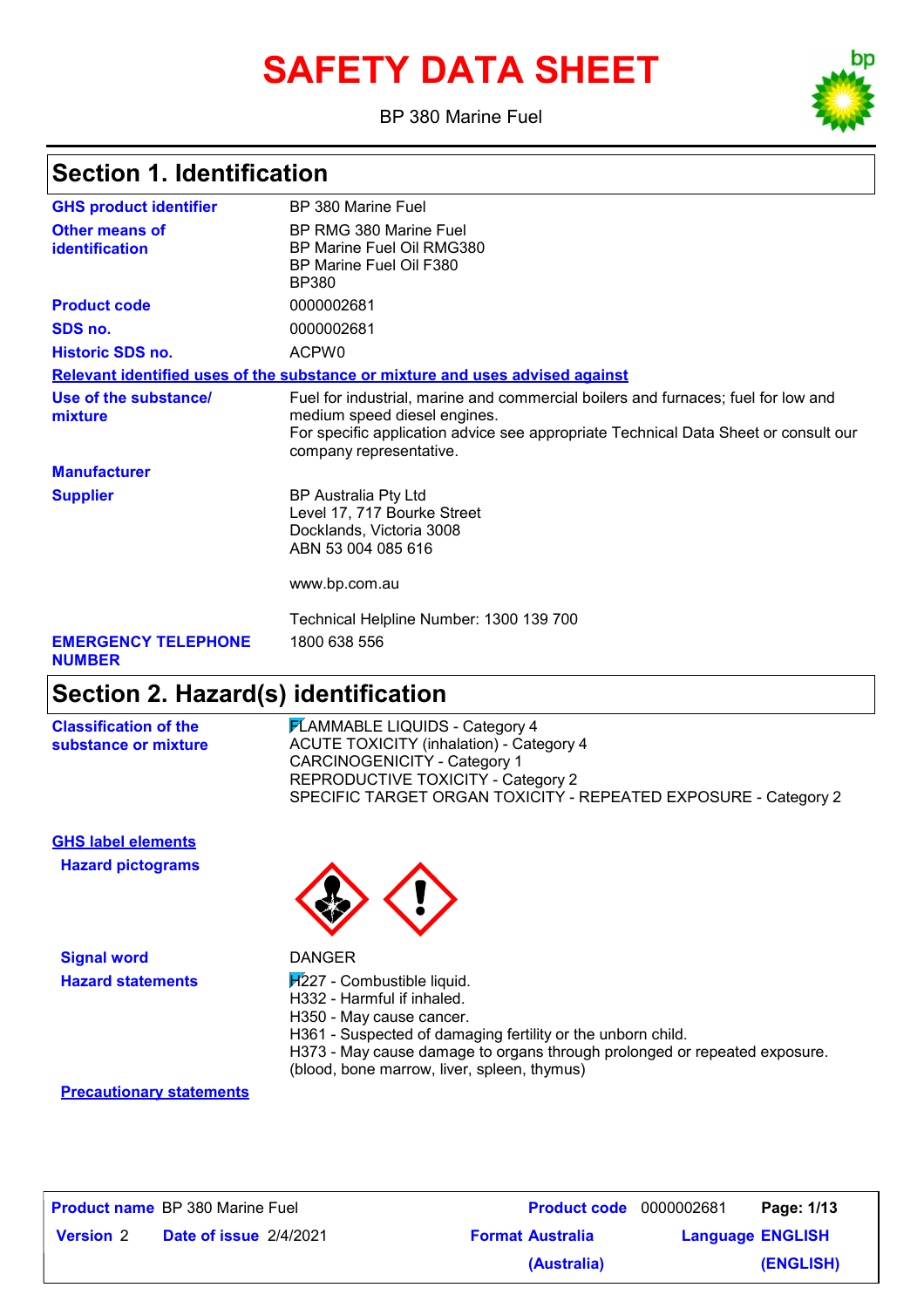# SAFETY DATA SHEET

BP 380 Marine Fuel

## Section 1. Identification

| | |
|---|---|
| **GHS product identifier** | BP 380 Marine Fuel |
| **Other means of identification** | BP RMG 380 Marine Fuel<br>BP Marine Fuel Oil RMG380<br>BP Marine Fuel Oil F380<br>BP380 |
| **Product code** | 0000002681 |
| **SDS no.** | 0000002681 |
| **Historic SDS no.** | ACPW0 |

**Relevant identified uses of the substance or mixture and uses advised against**

| | |
|---|---|
| **Use of the substance/ mixture** | Fuel for industrial, marine and commercial boilers and furnaces; fuel for low and medium speed diesel engines.<br>For specific application advice see appropriate Technical Data Sheet or consult our company representative. |
| **Manufacturer** | |
| **Supplier** | BP Australia Pty Ltd<br>Level 17, 717 Bourke Street<br>Docklands, Victoria 3008<br>ABN 53 004 085 616<br><br>www.bp.com.au<br><br>Technical Helpline Number: 1300 139 700 |
| **EMERGENCY TELEPHONE NUMBER** | 1800 638 556 |

## Section 2. Hazard(s) identification

| | |
|---|---|
| **Classification of the substance or mixture** | FLAMMABLE LIQUIDS - Category 4<br>ACUTE TOXICITY (inhalation) - Category 4<br>CARCINOGENICITY - Category 1<br>REPRODUCTIVE TOXICITY - Category 2<br>SPECIFIC TARGET ORGAN TOXICITY - REPEATED EXPOSURE - Category 2 |

**GHS label elements**

| | |
|---|---|
| **Hazard pictograms** | |
| **Signal word** | DANGER |
| **Hazard statements** | H227 - Combustible liquid.<br>H332 - Harmful if inhaled.<br>H350 - May cause cancer.<br>H361 - Suspected of damaging fertility or the unborn child.<br>H373 - May cause damage to organs through prolonged or repeated exposure. (blood, bone marrow, liver, spleen, thymus) |

**Precautionary statements**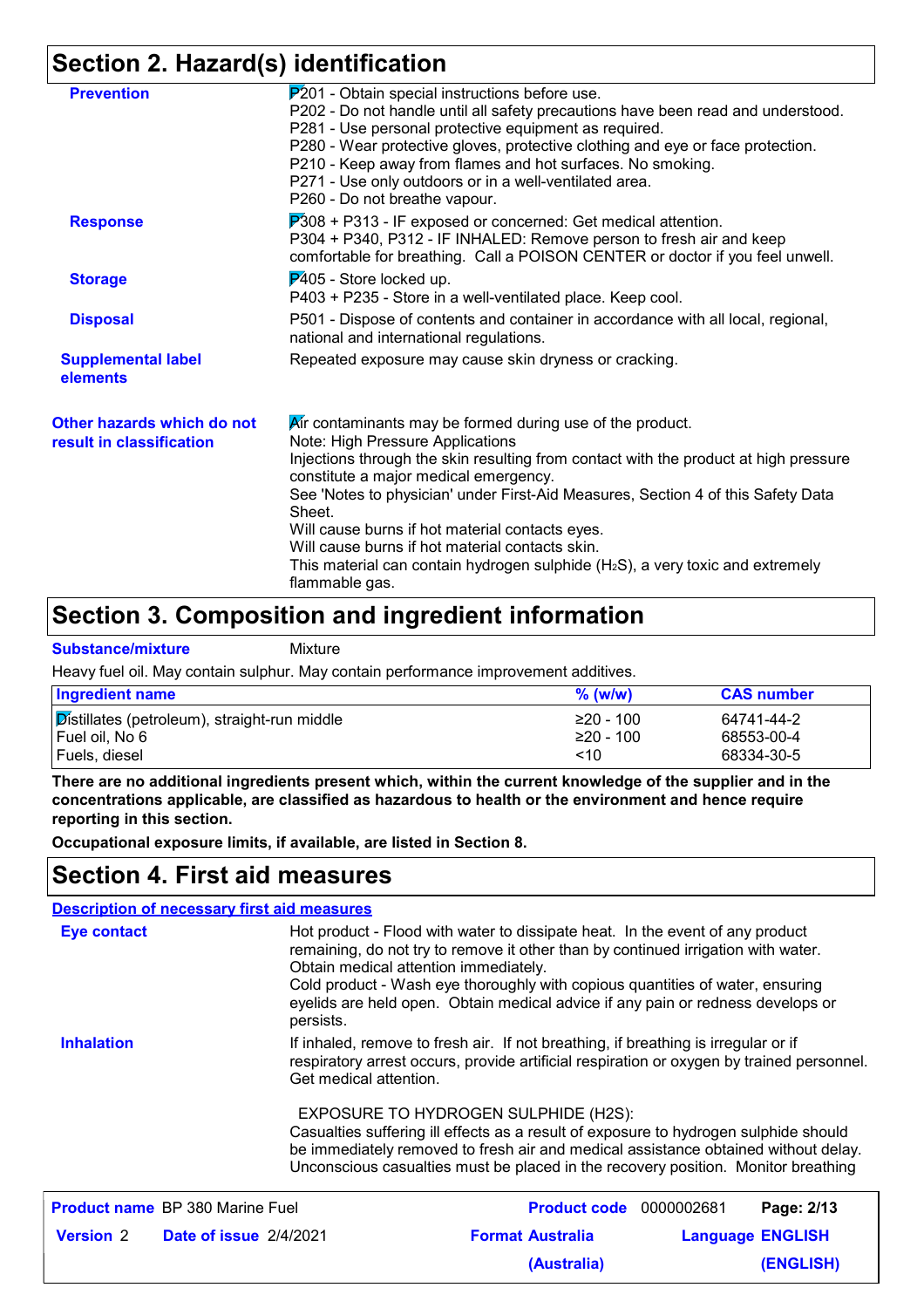## Section 2. Hazard(s) identification

**Prevention**

P201 - Obtain special instructions before use.
P202 - Do not handle until all safety precautions have been read and understood.
P281 - Use personal protective equipment as required.
P280 - Wear protective gloves, protective clothing and eye or face protection.
P210 - Keep away from flames and hot surfaces. No smoking.
P271 - Use only outdoors or in a well-ventilated area.
P260 - Do not breathe vapour.

**Response**

P308 + P313 - IF exposed or concerned: Get medical attention.
P304 + P340, P312 - IF INHALED: Remove person to fresh air and keep comfortable for breathing. Call a POISON CENTER or doctor if you feel unwell.

**Storage**

P405 - Store locked up.
P403 + P235 - Store in a well-ventilated place. Keep cool.

**Disposal**

P501 - Dispose of contents and container in accordance with all local, regional, national and international regulations.

**Supplemental label elements**

Repeated exposure may cause skin dryness or cracking.

**Other hazards which do not result in classification**

Air contaminants may be formed during use of the product.
Note: High Pressure Applications
Injections through the skin resulting from contact with the product at high pressure constitute a major medical emergency.
See 'Notes to physician' under First-Aid Measures, Section 4 of this Safety Data Sheet.
Will cause burns if hot material contacts eyes.
Will cause burns if hot material contacts skin.
This material can contain hydrogen sulphide ($H_2S$), a very toxic and extremely flammable gas.

## Section 3. Composition and ingredient information

**Substance/mixture** Mixture

Heavy fuel oil. May contain sulphur. May contain performance improvement additives.

| Ingredient name | % (w/w) | CAS number |
|---|---|---|
| Distillates (petroleum), straight-run middle | ≥20 - 100 | 64741-44-2 |
| Fuel oil, No 6 | ≥20 - 100 | 68553-00-4 |
| Fuels, diesel | <10 | 68334-30-5 |

**There are no additional ingredients present which, within the current knowledge of the supplier and in the concentrations applicable, are classified as hazardous to health or the environment and hence require reporting in this section.**

**Occupational exposure limits, if available, are listed in Section 8.**

## Section 4. First aid measures

**Description of necessary first aid measures**

**Eye contact**

Hot product - Flood with water to dissipate heat. In the event of any product remaining, do not try to remove it other than by continued irrigation with water. Obtain medical attention immediately.
Cold product - Wash eye thoroughly with copious quantities of water, ensuring eyelids are held open. Obtain medical advice if any pain or redness develops or persists.

**Inhalation**

If inhaled, remove to fresh air. If not breathing, if breathing is irregular or if respiratory arrest occurs, provide artificial respiration or oxygen by trained personnel. Get medical attention.

EXPOSURE TO HYDROGEN SULPHIDE (H2S):
Casualties suffering ill effects as a result of exposure to hydrogen sulphide should be immediately removed to fresh air and medical assistance obtained without delay. Unconscious casualties must be placed in the recovery position. Monitor breathing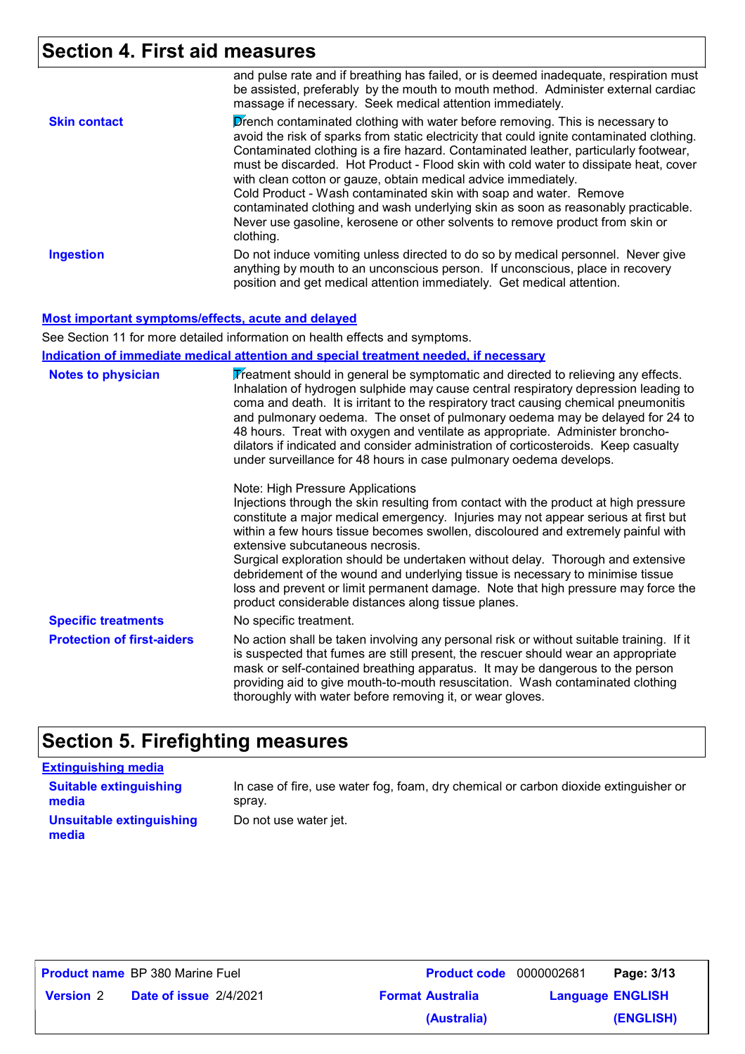## Section 4. First aid measures

| | |
|---|---|
| | and pulse rate and if breathing has failed, or is deemed inadequate, respiration must be assisted, preferably by the mouth to mouth method. Administer external cardiac massage if necessary. Seek medical attention immediately. |
| **Skin contact** | Drench contaminated clothing with water before removing. This is necessary to avoid the risk of sparks from static electricity that could ignite contaminated clothing. Contaminated clothing is a fire hazard. Contaminated leather, particularly footwear, must be discarded. Hot Product - Flood skin with cold water to dissipate heat, cover with clean cotton or gauze, obtain medical advice immediately.<br>Cold Product - Wash contaminated skin with soap and water. Remove contaminated clothing and wash underlying skin as soon as reasonably practicable. Never use gasoline, kerosene or other solvents to remove product from skin or clothing. |
| **Ingestion** | Do not induce vomiting unless directed to do so by medical personnel. Never give anything by mouth to an unconscious person. If unconscious, place in recovery position and get medical attention immediately. Get medical attention. |

### Most important symptoms/effects, acute and delayed

See Section 11 for more detailed information on health effects and symptoms.

### Indication of immediate medical attention and special treatment needed, if necessary

| | |
|---|---|
| **Notes to physician** | Treatment should in general be symptomatic and directed to relieving any effects. Inhalation of hydrogen sulphide may cause central respiratory depression leading to coma and death. It is irritant to the respiratory tract causing chemical pneumonitis and pulmonary oedema. The onset of pulmonary oedema may be delayed for 24 to 48 hours. Treat with oxygen and ventilate as appropriate. Administer broncho-dilators if indicated and consider administration of corticosteroids. Keep casualty under surveillance for 48 hours in case pulmonary oedema develops.<br><br>Note: High Pressure Applications<br>Injections through the skin resulting from contact with the product at high pressure constitute a major medical emergency. Injuries may not appear serious at first but within a few hours tissue becomes swollen, discoloured and extremely painful with extensive subcutaneous necrosis.<br>Surgical exploration should be undertaken without delay. Thorough and extensive debridement of the wound and underlying tissue is necessary to minimise tissue loss and prevent or limit permanent damage. Note that high pressure may force the product considerable distances along tissue planes. |
| **Specific treatments** | No specific treatment. |
| **Protection of first-aiders** | No action shall be taken involving any personal risk or without suitable training. If it is suspected that fumes are still present, the rescuer should wear an appropriate mask or self-contained breathing apparatus. It may be dangerous to the person providing aid to give mouth-to-mouth resuscitation. Wash contaminated clothing thoroughly with water before removing it, or wear gloves. |

## Section 5. Firefighting measures

### Extinguishing media

| | |
|---|---|
| **Suitable extinguishing media** | In case of fire, use water fog, foam, dry chemical or carbon dioxide extinguisher or spray. |
| **Unsuitable extinguishing media** | Do not use water jet. |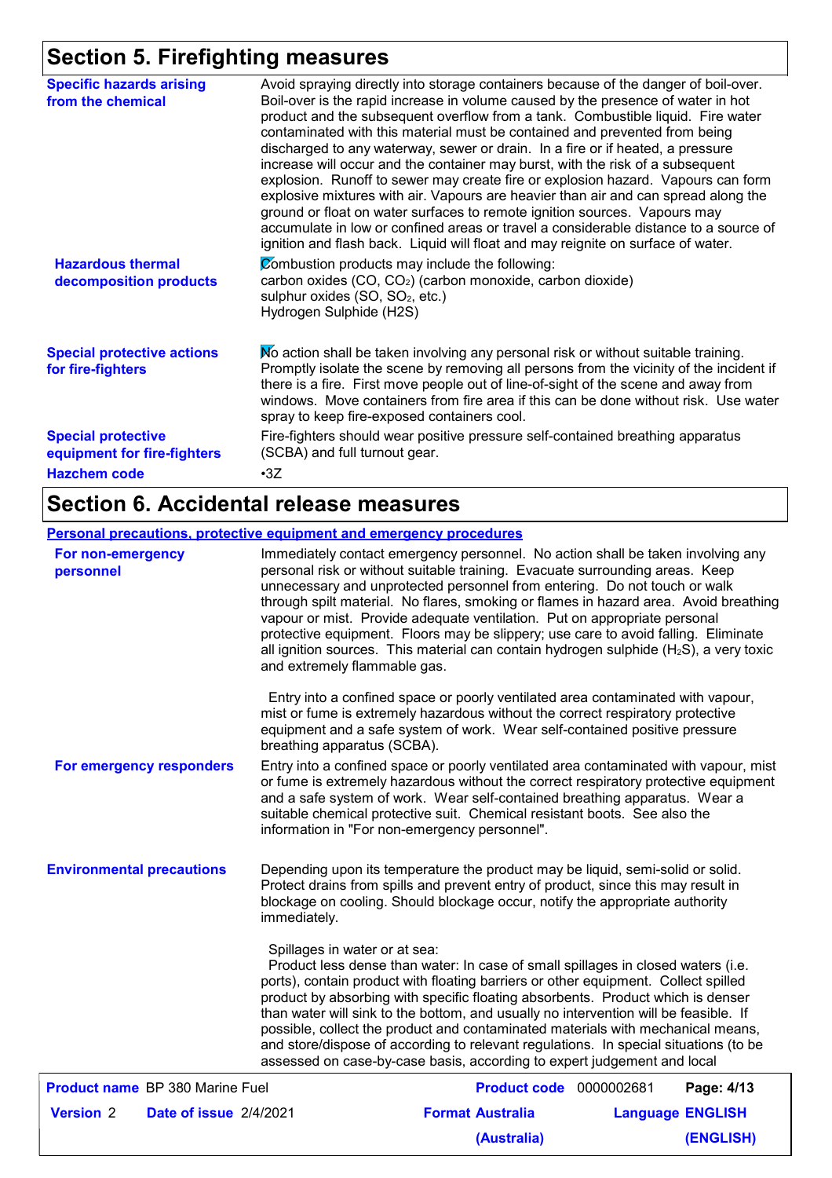## Section 5. Firefighting measures

| | |
|---|---|
| **Specific hazards arising from the chemical** | Avoid spraying directly into storage containers because of the danger of boil-over. Boil-over is the rapid increase in volume caused by the presence of water in hot product and the subsequent overflow from a tank. Combustible liquid. Fire water contaminated with this material must be contained and prevented from being discharged to any waterway, sewer or drain. In a fire or if heated, a pressure increase will occur and the container may burst, with the risk of a subsequent explosion. Runoff to sewer may create fire or explosion hazard. Vapours can form explosive mixtures with air. Vapours are heavier than air and can spread along the ground or float on water surfaces to remote ignition sources. Vapours may accumulate in low or confined areas or travel a considerable distance to a source of ignition and flash back. Liquid will float and may reignite on surface of water. |
| **Hazardous thermal decomposition products** | Combustion products may include the following:<br>carbon oxides ($CO$, $CO_2$) (carbon monoxide, carbon dioxide)<br>sulphur oxides ($SO$, $SO_2$, etc.)<br>Hydrogen Sulphide (H2S) |
| **Special protective actions for fire-fighters** | No action shall be taken involving any personal risk or without suitable training. Promptly isolate the scene by removing all persons from the vicinity of the incident if there is a fire. First move people out of line-of-sight of the scene and away from windows. Move containers from fire area if this can be done without risk. Use water spray to keep fire-exposed containers cool. |
| **Special protective equipment for fire-fighters** | Fire-fighters should wear positive pressure self-contained breathing apparatus (SCBA) and full turnout gear. |
| **Hazchem code** | •3Z |

## Section 6. Accidental release measures

**Personal precautions, protective equipment and emergency procedures**

| | |
|---|---|
| **For non-emergency personnel** | Immediately contact emergency personnel. No action shall be taken involving any personal risk or without suitable training. Evacuate surrounding areas. Keep unnecessary and unprotected personnel from entering. Do not touch or walk through spilt material. No flares, smoking or flames in hazard area. Avoid breathing vapour or mist. Provide adequate ventilation. Put on appropriate personal protective equipment. Floors may be slippery; use care to avoid falling. Eliminate all ignition sources. This material can contain hydrogen sulphide ($H_2S$), a very toxic and extremely flammable gas.<br><br>Entry into a confined space or poorly ventilated area contaminated with vapour, mist or fume is extremely hazardous without the correct respiratory protective equipment and a safe system of work. Wear self-contained positive pressure breathing apparatus (SCBA). |
| **For emergency responders** | Entry into a confined space or poorly ventilated area contaminated with vapour, mist or fume is extremely hazardous without the correct respiratory protective equipment and a safe system of work. Wear self-contained breathing apparatus. Wear a suitable chemical protective suit. Chemical resistant boots. See also the information in "For non-emergency personnel". |
| **Environmental precautions** | Depending upon its temperature the product may be liquid, semi-solid or solid. Protect drains from spills and prevent entry of product, since this may result in blockage on cooling. Should blockage occur, notify the appropriate authority immediately.<br><br>Spillages in water or at sea:<br>Product less dense than water: In case of small spillages in closed waters (i.e. ports), contain product with floating barriers or other equipment. Collect spilled product by absorbing with specific floating absorbents. Product which is denser than water will sink to the bottom, and usually no intervention will be feasible. If possible, collect the product and contaminated materials with mechanical means, and store/dispose of according to relevant regulations. In special situations (to be assessed on case-by-case basis, according to expert judgement and local |

**Product name** BP 380 Marine Fuel | **Product code** 0000002681 | **Version** 2 | **Date of issue** 2/4/2021 | **Format** Australia (Australia) | **Language** ENGLISH (ENGLISH)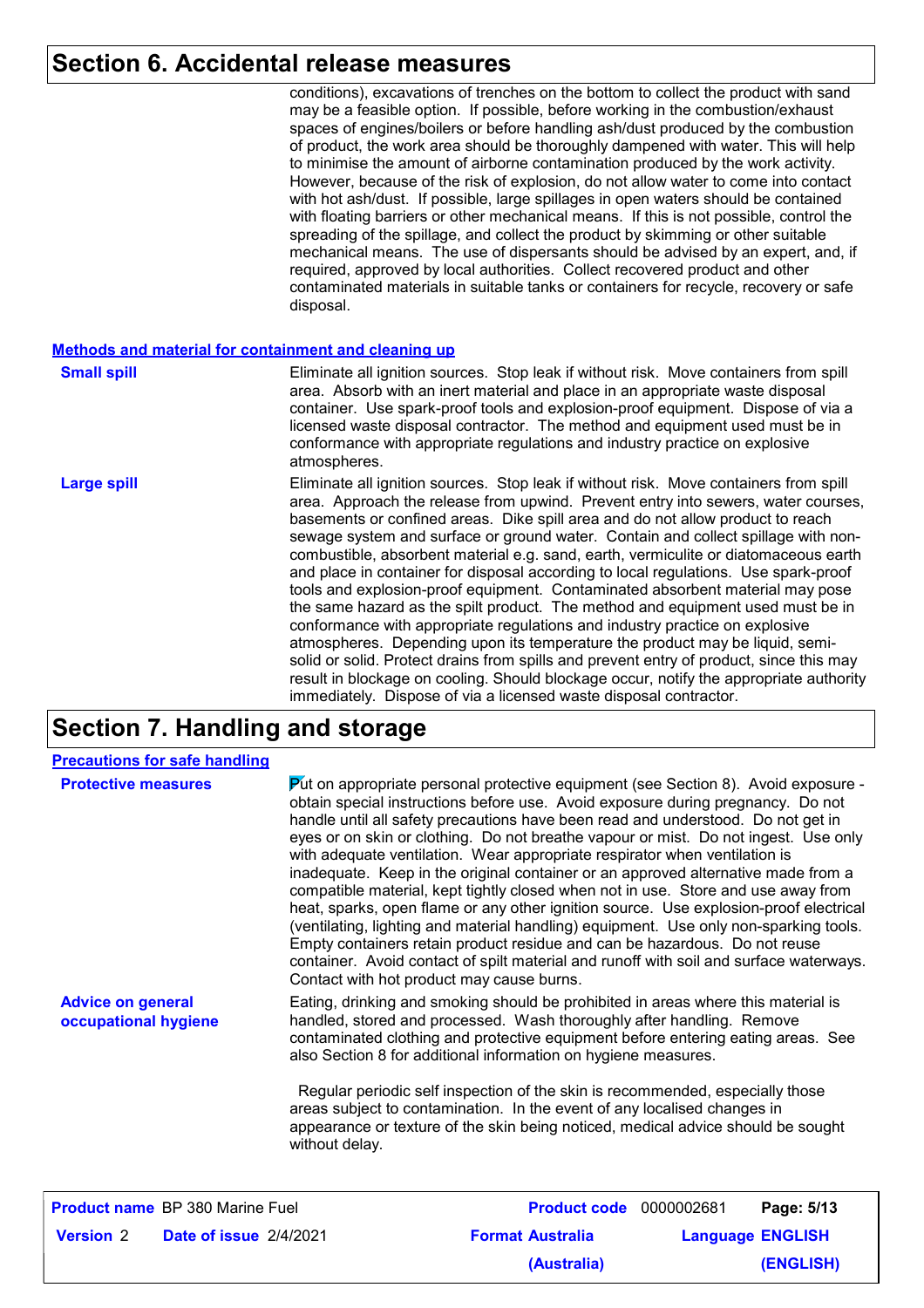## Section 6. Accidental release measures

conditions), excavations of trenches on the bottom to collect the product with sand may be a feasible option. If possible, before working in the combustion/exhaust spaces of engines/boilers or before handling ash/dust produced by the combustion of product, the work area should be thoroughly dampened with water. This will help to minimise the amount of airborne contamination produced by the work activity. However, because of the risk of explosion, do not allow water to come into contact with hot ash/dust. If possible, large spillages in open waters should be contained with floating barriers or other mechanical means. If this is not possible, control the spreading of the spillage, and collect the product by skimming or other suitable mechanical means. The use of dispersants should be advised by an expert, and, if required, approved by local authorities. Collect recovered product and other contaminated materials in suitable tanks or containers for recycle, recovery or safe disposal.

### Methods and material for containment and cleaning up

**Small spill**

Eliminate all ignition sources. Stop leak if without risk. Move containers from spill area. Absorb with an inert material and place in an appropriate waste disposal container. Use spark-proof tools and explosion-proof equipment. Dispose of via a licensed waste disposal contractor. The method and equipment used must be in conformance with appropriate regulations and industry practice on explosive atmospheres.

**Large spill**

Eliminate all ignition sources. Stop leak if without risk. Move containers from spill area. Approach the release from upwind. Prevent entry into sewers, water courses, basements or confined areas. Dike spill area and do not allow product to reach sewage system and surface or ground water. Contain and collect spillage with non-combustible, absorbent material e.g. sand, earth, vermiculite or diatomaceous earth and place in container for disposal according to local regulations. Use spark-proof tools and explosion-proof equipment. Contaminated absorbent material may pose the same hazard as the spilt product. The method and equipment used must be in conformance with appropriate regulations and industry practice on explosive atmospheres. Depending upon its temperature the product may be liquid, semi-solid or solid. Protect drains from spills and prevent entry of product, since this may result in blockage on cooling. Should blockage occur, notify the appropriate authority immediately. Dispose of via a licensed waste disposal contractor.

## Section 7. Handling and storage

### Precautions for safe handling

**Protective measures**

Put on appropriate personal protective equipment (see Section 8). Avoid exposure - obtain special instructions before use. Avoid exposure during pregnancy. Do not handle until all safety precautions have been read and understood. Do not get in eyes or on skin or clothing. Do not breathe vapour or mist. Do not ingest. Use only with adequate ventilation. Wear appropriate respirator when ventilation is inadequate. Keep in the original container or an approved alternative made from a compatible material, kept tightly closed when not in use. Store and use away from heat, sparks, open flame or any other ignition source. Use explosion-proof electrical (ventilating, lighting and material handling) equipment. Use only non-sparking tools. Empty containers retain product residue and can be hazardous. Do not reuse container. Avoid contact of spilt material and runoff with soil and surface waterways. Contact with hot product may cause burns.

**Advice on general occupational hygiene**

Eating, drinking and smoking should be prohibited in areas where this material is handled, stored and processed. Wash thoroughly after handling. Remove contaminated clothing and protective equipment before entering eating areas. See also Section 8 for additional information on hygiene measures.

Regular periodic self inspection of the skin is recommended, especially those areas subject to contamination. In the event of any localised changes in appearance or texture of the skin being noticed, medical advice should be sought without delay.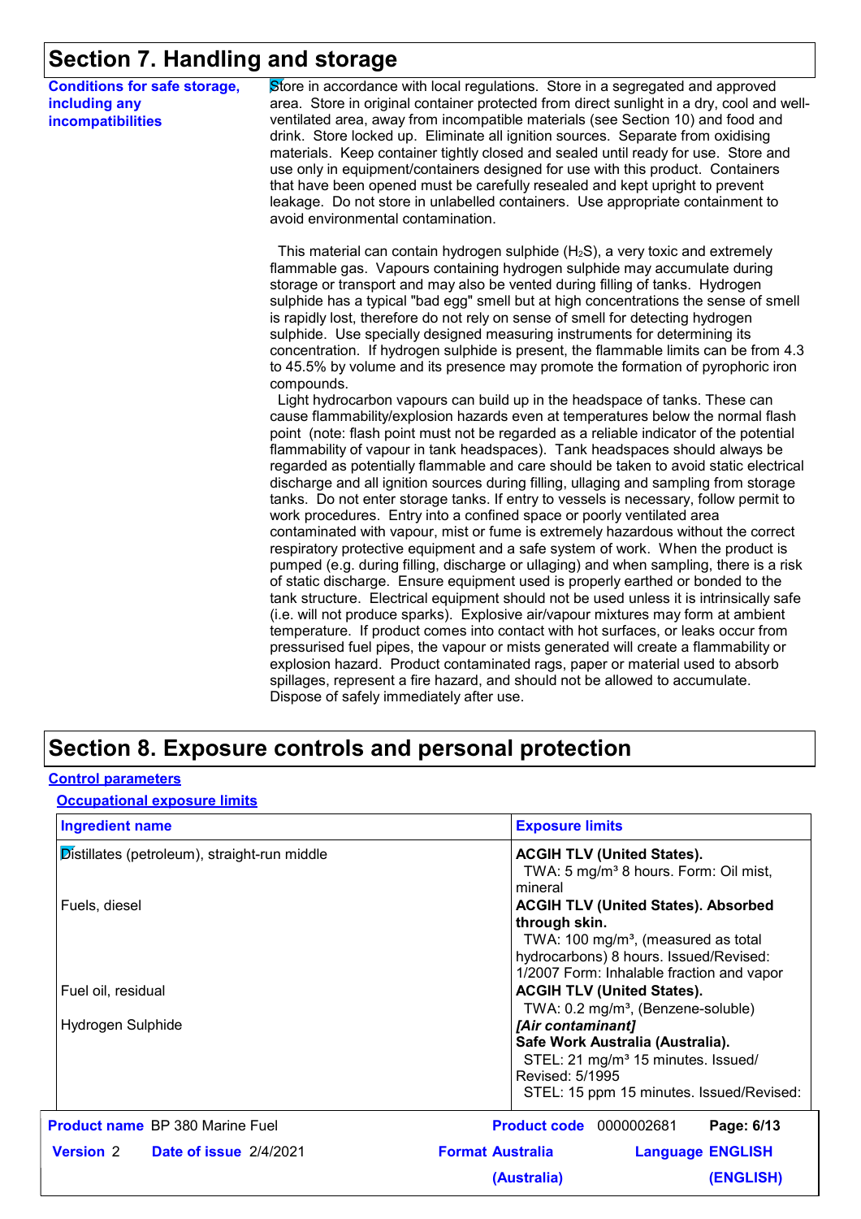## Section 7. Handling and storage

**Conditions for safe storage, including any incompatibilities**

Store in accordance with local regulations. Store in a segregated and approved area. Store in original container protected from direct sunlight in a dry, cool and well-ventilated area, away from incompatible materials (see Section 10) and food and drink. Store locked up. Eliminate all ignition sources. Separate from oxidising materials. Keep container tightly closed and sealed until ready for use. Store and use only in equipment/containers designed for use with this product. Containers that have been opened must be carefully resealed and kept upright to prevent leakage. Do not store in unlabelled containers. Use appropriate containment to avoid environmental contamination.

This material can contain hydrogen sulphide ($H_2S$), a very toxic and extremely flammable gas. Vapours containing hydrogen sulphide may accumulate during storage or transport and may also be vented during filling of tanks. Hydrogen sulphide has a typical "bad egg" smell but at high concentrations the sense of smell is rapidly lost, therefore do not rely on sense of smell for detecting hydrogen sulphide. Use specially designed measuring instruments for determining its concentration. If hydrogen sulphide is present, the flammable limits can be from 4.3 to 45.5% by volume and its presence may promote the formation of pyrophoric iron compounds.

Light hydrocarbon vapours can build up in the headspace of tanks. These can cause flammability/explosion hazards even at temperatures below the normal flash point (note: flash point must not be regarded as a reliable indicator of the potential flammability of vapour in tank headspaces). Tank headspaces should always be regarded as potentially flammable and care should be taken to avoid static electrical discharge and all ignition sources during filling, ullaging and sampling from storage tanks. Do not enter storage tanks. If entry to vessels is necessary, follow permit to work procedures. Entry into a confined space or poorly ventilated area contaminated with vapour, mist or fume is extremely hazardous without the correct respiratory protective equipment and a safe system of work. When the product is pumped (e.g. during filling, discharge or ullaging) and when sampling, there is a risk of static discharge. Ensure equipment used is properly earthed or bonded to the tank structure. Electrical equipment should not be used unless it is intrinsically safe (i.e. will not produce sparks). Explosive air/vapour mixtures may form at ambient temperature. If product comes into contact with hot surfaces, or leaks occur from pressurised fuel pipes, the vapour or mists generated will create a flammability or explosion hazard. Product contaminated rags, paper or material used to absorb spillages, represent a fire hazard, and should not be allowed to accumulate. Dispose of safely immediately after use.

## Section 8. Exposure controls and personal protection

**Control parameters**

**Occupational exposure limits**

| Ingredient name | Exposure limits |
|---|---|
| Distillates (petroleum), straight-run middle | **ACGIH TLV (United States).** TWA: 5 mg/m³ 8 hours. Form: Oil mist, mineral |
| Fuels, diesel | **ACGIH TLV (United States). Absorbed through skin.** TWA: 100 mg/m³, (measured as total hydrocarbons) 8 hours. Issued/Revised: 1/2007 Form: Inhalable fraction and vapor |
| Fuel oil, residual | **ACGIH TLV (United States).** TWA: 0.2 mg/m³, (Benzene-soluble) *[Air contaminant]* |
| Hydrogen Sulphide | **Safe Work Australia (Australia).** STEL: 21 mg/m³ 15 minutes. Issued/Revised: 5/1995 STEL: 15 ppm 15 minutes. Issued/Revised: |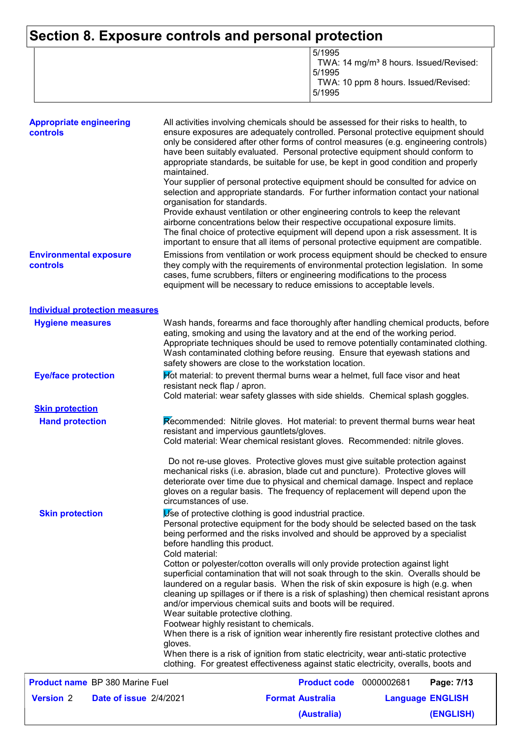## Section 8. Exposure controls and personal protection

| | |
|---|---|
| | 5/1995<br>TWA: 14 mg/m³ 8 hours. Issued/Revised: 5/1995<br>TWA: 10 ppm 8 hours. Issued/Revised: 5/1995 |

**Appropriate engineering controls**

All activities involving chemicals should be assessed for their risks to health, to ensure exposures are adequately controlled. Personal protective equipment should only be considered after other forms of control measures (e.g. engineering controls) have been suitably evaluated. Personal protective equipment should conform to appropriate standards, be suitable for use, be kept in good condition and properly maintained.
Your supplier of personal protective equipment should be consulted for advice on selection and appropriate standards. For further information contact your national organisation for standards.
Provide exhaust ventilation or other engineering controls to keep the relevant airborne concentrations below their respective occupational exposure limits.
The final choice of protective equipment will depend upon a risk assessment. It is important to ensure that all items of personal protective equipment are compatible.

**Environmental exposure controls**

Emissions from ventilation or work process equipment should be checked to ensure they comply with the requirements of environmental protection legislation. In some cases, fume scrubbers, filters or engineering modifications to the process equipment will be necessary to reduce emissions to acceptable levels.

### Individual protection measures

**Hygiene measures**

Wash hands, forearms and face thoroughly after handling chemical products, before eating, smoking and using the lavatory and at the end of the working period. Appropriate techniques should be used to remove potentially contaminated clothing. Wash contaminated clothing before reusing. Ensure that eyewash stations and safety showers are close to the workstation location.

**Eye/face protection**

Hot material: to prevent thermal burns wear a helmet, full face visor and heat resistant neck flap / apron.
Cold material: wear safety glasses with side shields. Chemical splash goggles.

**Skin protection**

**Hand protection**

Recommended: Nitrile gloves. Hot material: to prevent thermal burns wear heat resistant and impervious gauntlets/gloves.
Cold material: Wear chemical resistant gloves. Recommended: nitrile gloves.

Do not re-use gloves. Protective gloves must give suitable protection against mechanical risks (i.e. abrasion, blade cut and puncture). Protective gloves will deteriorate over time due to physical and chemical damage. Inspect and replace gloves on a regular basis. The frequency of replacement will depend upon the circumstances of use.

**Skin protection**

Use of protective clothing is good industrial practice.
Personal protective equipment for the body should be selected based on the task being performed and the risks involved and should be approved by a specialist before handling this product.
Cold material:
Cotton or polyester/cotton overalls will only provide protection against light superficial contamination that will not soak through to the skin. Overalls should be laundered on a regular basis. When the risk of skin exposure is high (e.g. when cleaning up spillages or if there is a risk of splashing) then chemical resistant aprons and/or impervious chemical suits and boots will be required.
Wear suitable protective clothing.
Footwear highly resistant to chemicals.
When there is a risk of ignition wear inherently fire resistant protective clothes and gloves.
When there is a risk of ignition from static electricity, wear anti-static protective clothing. For greatest effectiveness against static electricity, overalls, boots and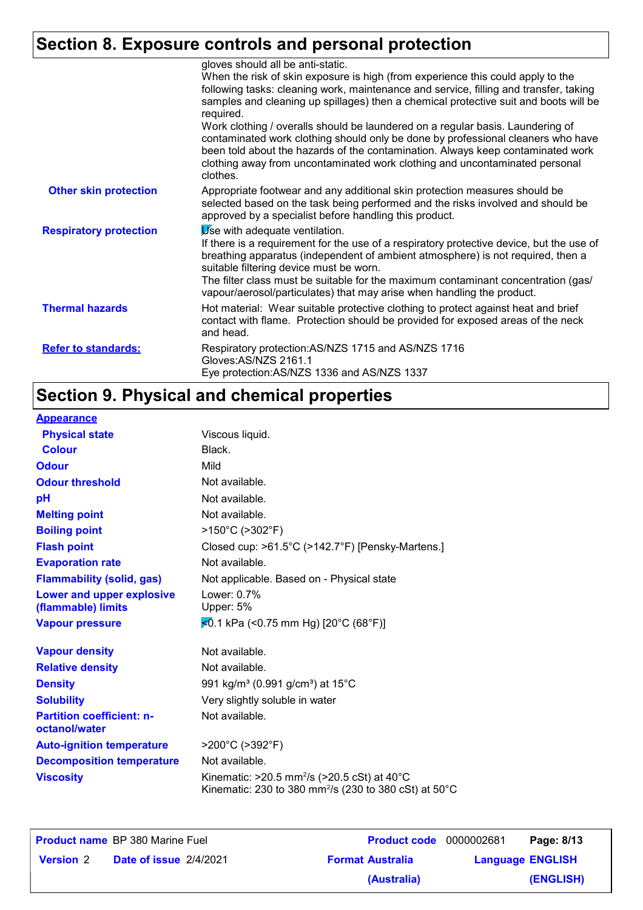## Section 8. Exposure controls and personal protection

| | |
|---|---|
| | gloves should all be anti-static. When the risk of skin exposure is high (from experience this could apply to the following tasks: cleaning work, maintenance and service, filling and transfer, taking samples and cleaning up spillages) then a chemical protective suit and boots will be required. Work clothing / overalls should be laundered on a regular basis. Laundering of contaminated work clothing should only be done by professional cleaners who have been told about the hazards of the contamination. Always keep contaminated work clothing away from uncontaminated work clothing and uncontaminated personal clothes. |
| **Other skin protection** | Appropriate footwear and any additional skin protection measures should be selected based on the task being performed and the risks involved and should be approved by a specialist before handling this product. |
| **Respiratory protection** | Use with adequate ventilation. If there is a requirement for the use of a respiratory protective device, but the use of breathing apparatus (independent of ambient atmosphere) is not required, then a suitable filtering device must be worn. The filter class must be suitable for the maximum contaminant concentration (gas/ vapour/aerosol/particulates) that may arise when handling the product. |
| **Thermal hazards** | Hot material: Wear suitable protective clothing to protect against heat and brief contact with flame. Protection should be provided for exposed areas of the neck and head. |
| **Refer to standards:** | Respiratory protection:AS/NZS 1715 and AS/NZS 1716<br>Gloves:AS/NZS 2161.1<br>Eye protection:AS/NZS 1336 and AS/NZS 1337 |

## Section 9. Physical and chemical properties

| | |
|---|---|
| **Appearance** | |
| **Physical state** | Viscous liquid. |
| **Colour** | Black. |
| **Odour** | Mild |
| **Odour threshold** | Not available. |
| **pH** | Not available. |
| **Melting point** | Not available. |
| **Boiling point** | >150°C (>302°F) |
| **Flash point** | Closed cup: >61.5°C (>142.7°F) [Pensky-Martens.] |
| **Evaporation rate** | Not available. |
| **Flammability (solid, gas)** | Not applicable. Based on - Physical state |
| **Lower and upper explosive (flammable) limits** | Lower: 0.7%<br>Upper: 5% |
| **Vapour pressure** | <0.1 kPa (<0.75 mm Hg) [20°C (68°F)] |
| **Vapour density** | Not available. |
| **Relative density** | Not available. |
| **Density** | 991 kg/m³ (0.991 g/cm³) at 15°C |
| **Solubility** | Very slightly soluble in water |
| **Partition coefficient: n-octanol/water** | Not available. |
| **Auto-ignition temperature** | >200°C (>392°F) |
| **Decomposition temperature** | Not available. |
| **Viscosity** | Kinematic: >20.5 $mm^2/s$ (>20.5 cSt) at 40°C<br>Kinematic: 230 to 380 $mm^2/s$ (230 to 380 cSt) at 50°C |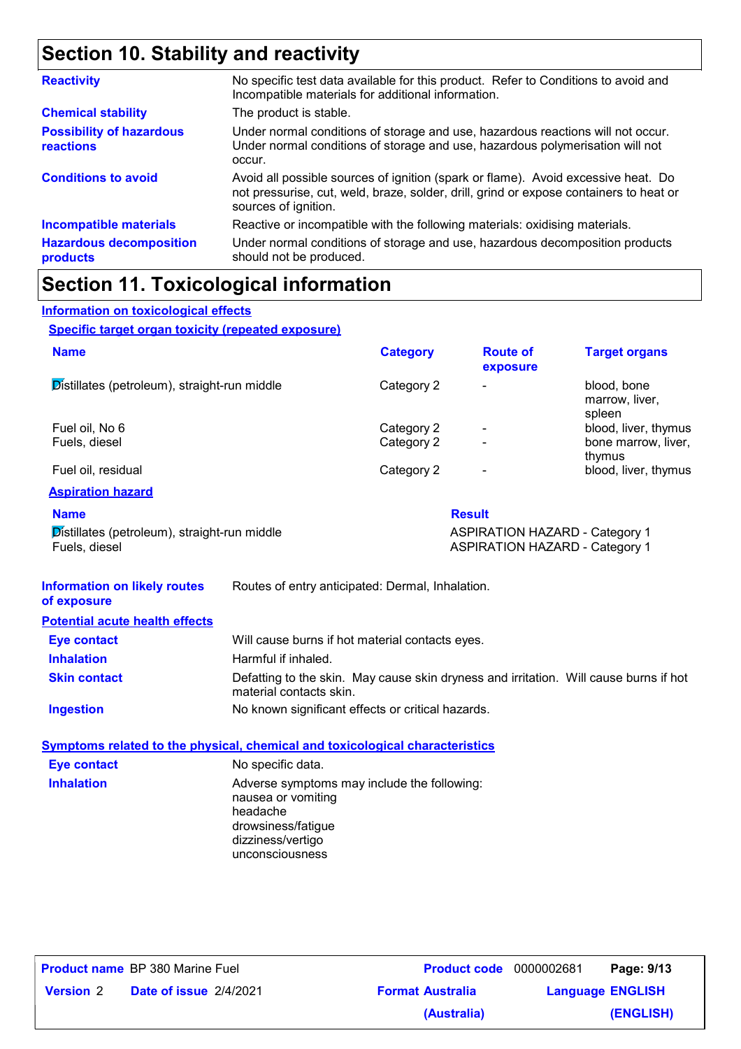## Section 10. Stability and reactivity

| | |
|---|---|
| **Reactivity** | No specific test data available for this product. Refer to Conditions to avoid and Incompatible materials for additional information. |
| **Chemical stability** | The product is stable. |
| **Possibility of hazardous reactions** | Under normal conditions of storage and use, hazardous reactions will not occur. Under normal conditions of storage and use, hazardous polymerisation will not occur. |
| **Conditions to avoid** | Avoid all possible sources of ignition (spark or flame). Avoid excessive heat. Do not pressurise, cut, weld, braze, solder, drill, grind or expose containers to heat or sources of ignition. |
| **Incompatible materials** | Reactive or incompatible with the following materials: oxidising materials. |
| **Hazardous decomposition products** | Under normal conditions of storage and use, hazardous decomposition products should not be produced. |

## Section 11. Toxicological information

### Information on toxicological effects

#### Specific target organ toxicity (repeated exposure)

| Name | Category | Route of exposure | Target organs |
|---|---|---|---|
| Distillates (petroleum), straight-run middle | Category 2 | - | blood, bone marrow, liver, spleen |
| Fuel oil, No 6 | Category 2 | - | blood, liver, thymus |
| Fuels, diesel | Category 2 | - | bone marrow, liver, thymus |
| Fuel oil, residual | Category 2 | - | blood, liver, thymus |

#### Aspiration hazard

| Name | Result |
|---|---|
| Distillates (petroleum), straight-run middle | ASPIRATION HAZARD - Category 1 |
| Fuels, diesel | ASPIRATION HAZARD - Category 1 |

**Information on likely routes of exposure**: Routes of entry anticipated: Dermal, Inhalation.

### Potential acute health effects

| | |
|---|---|
| **Eye contact** | Will cause burns if hot material contacts eyes. |
| **Inhalation** | Harmful if inhaled. |
| **Skin contact** | Defatting to the skin. May cause skin dryness and irritation. Will cause burns if hot material contacts skin. |
| **Ingestion** | No known significant effects or critical hazards. |

### Symptoms related to the physical, chemical and toxicological characteristics

**Eye contact**: No specific data.

**Inhalation**: Adverse symptoms may include the following:
nausea or vomiting
headache
drowsiness/fatigue
dizziness/vertigo
unconsciousness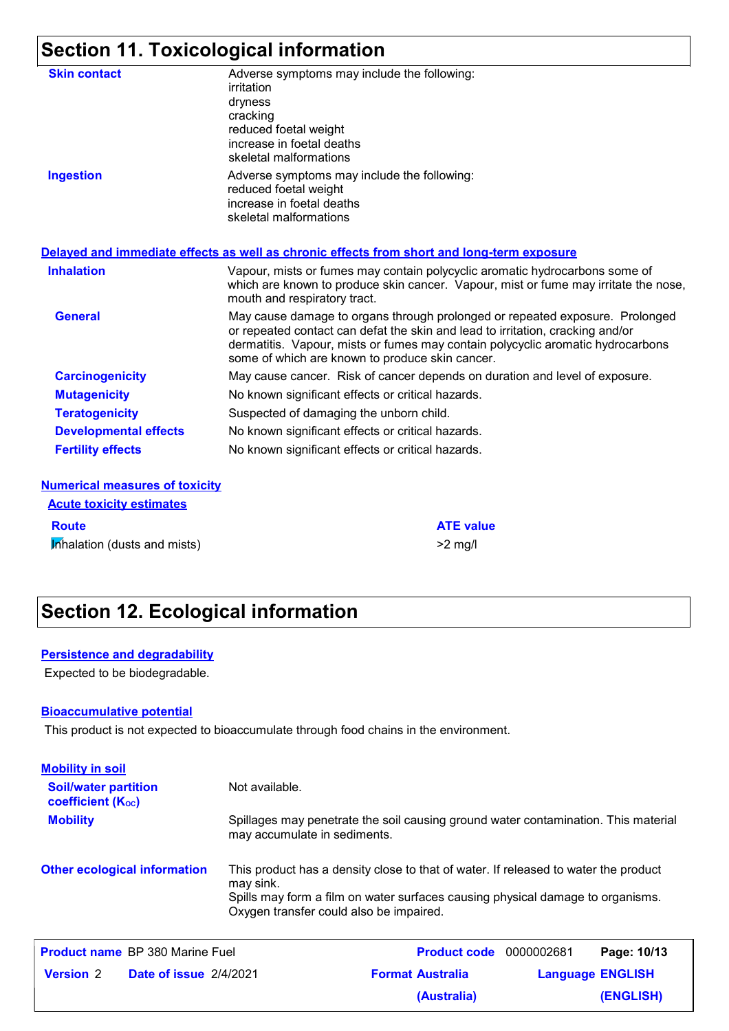## Section 11. Toxicological information

**Skin contact** Adverse symptoms may include the following:
irritation
dryness
cracking
reduced foetal weight
increase in foetal deaths
skeletal malformations

**Ingestion** Adverse symptoms may include the following:
reduced foetal weight
increase in foetal deaths
skeletal malformations

### Delayed and immediate effects as well as chronic effects from short and long-term exposure

**Inhalation** Vapour, mists or fumes may contain polycyclic aromatic hydrocarbons some of which are known to produce skin cancer. Vapour, mist or fume may irritate the nose, mouth and respiratory tract.

**General** May cause damage to organs through prolonged or repeated exposure. Prolonged or repeated contact can defat the skin and lead to irritation, cracking and/or dermatitis. Vapour, mists or fumes may contain polycyclic aromatic hydrocarbons some of which are known to produce skin cancer.

**Carcinogenicity** May cause cancer. Risk of cancer depends on duration and level of exposure.

**Mutagenicity** No known significant effects or critical hazards.

**Teratogenicity** Suspected of damaging the unborn child.

**Developmental effects** No known significant effects or critical hazards.

**Fertility effects** No known significant effects or critical hazards.

### Numerical measures of toxicity

#### Acute toxicity estimates

| Route | ATE value |
|---|---|
| Inhalation (dusts and mists) | >2 mg/l |

## Section 12. Ecological information

### Persistence and degradability

Expected to be biodegradable.

### Bioaccumulative potential

This product is not expected to bioaccumulate through food chains in the environment.

### Mobility in soil

**Soil/water partition coefficient ($K_{OC}$)** Not available.

**Mobility** Spillages may penetrate the soil causing ground water contamination. This material may accumulate in sediments.

**Other ecological information** This product has a density close to that of water. If released to water the product may sink.
Spills may form a film on water surfaces causing physical damage to organisms. Oxygen transfer could also be impaired.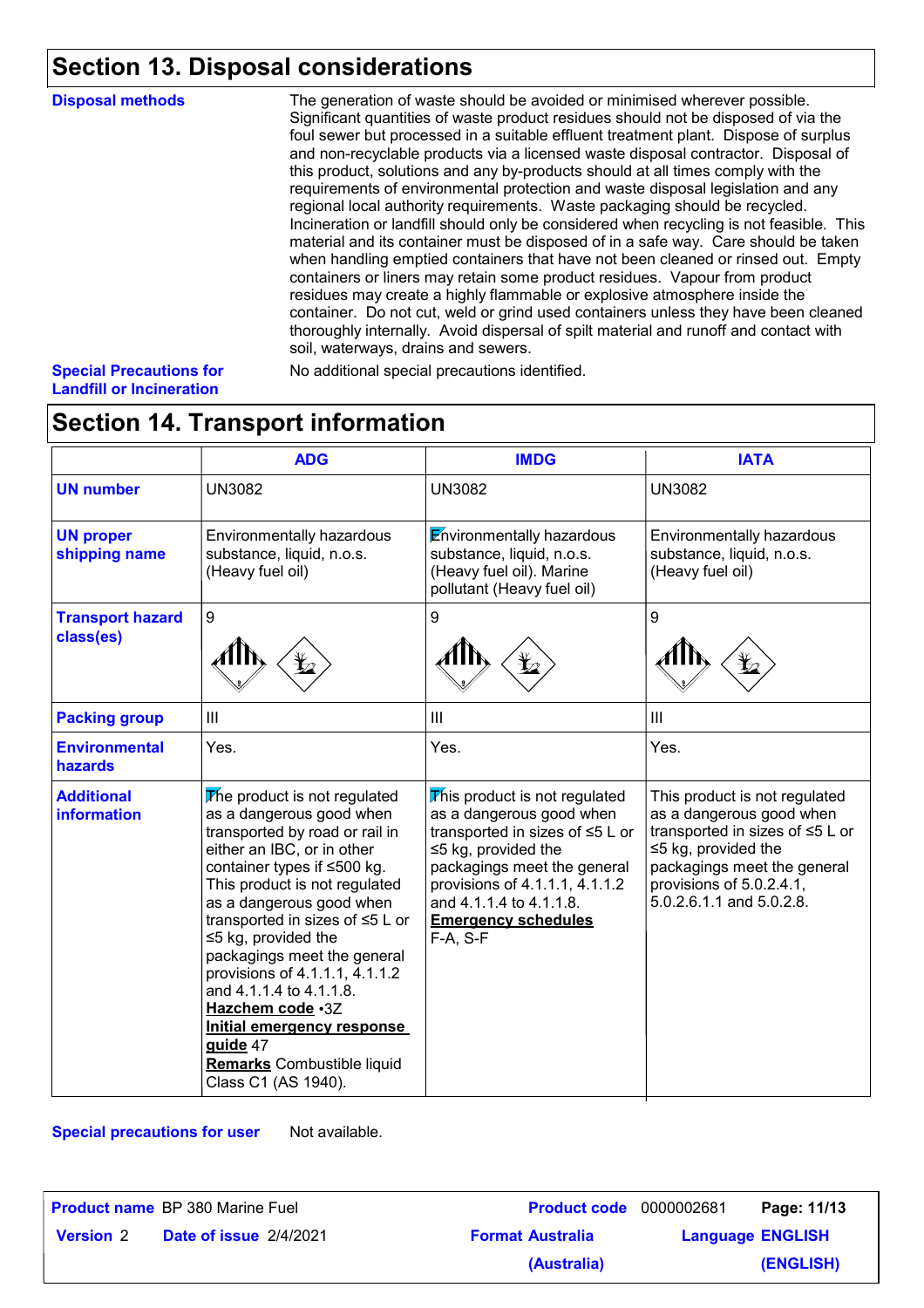## Section 13. Disposal considerations

**Disposal methods**

The generation of waste should be avoided or minimised wherever possible. Significant quantities of waste product residues should not be disposed of via the foul sewer but processed in a suitable effluent treatment plant. Dispose of surplus and non-recyclable products via a licensed waste disposal contractor. Disposal of this product, solutions and any by-products should at all times comply with the requirements of environmental protection and waste disposal legislation and any regional local authority requirements. Waste packaging should be recycled. Incineration or landfill should only be considered when recycling is not feasible. This material and its container must be disposed of in a safe way. Care should be taken when handling emptied containers that have not been cleaned or rinsed out. Empty containers or liners may retain some product residues. Vapour from product residues may create a highly flammable or explosive atmosphere inside the container. Do not cut, weld or grind used containers unless they have been cleaned thoroughly internally. Avoid dispersal of spilt material and runoff and contact with soil, waterways, drains and sewers.

**Special Precautions for Landfill or Incineration**

No additional special precautions identified.

## Section 14. Transport information

| | ADG | IMDG | IATA |
|---|---|---|---|
| **UN number** | UN3082 | UN3082 | UN3082 |
| **UN proper shipping name** | Environmentally hazardous substance, liquid, n.o.s. (Heavy fuel oil) | Environmentally hazardous substance, liquid, n.o.s. (Heavy fuel oil). Marine pollutant (Heavy fuel oil) | Environmentally hazardous substance, liquid, n.o.s. (Heavy fuel oil) |
| **Transport hazard class(es)** | 9 | 9 | 9 |
| **Packing group** | III | III | III |
| **Environmental hazards** | Yes. | Yes. | Yes. |
| **Additional information** | The product is not regulated as a dangerous good when transported by road or rail in either an IBC, or in other container types if ≤500 kg. This product is not regulated as a dangerous good when transported in sizes of ≤5 L or ≤5 kg, provided the packagings meet the general provisions of 4.1.1.1, 4.1.1.2 and 4.1.1.4 to 4.1.1.8. **Hazchem code** •3Z **Initial emergency response guide** 47 **Remarks** Combustible liquid Class C1 (AS 1940). | This product is not regulated as a dangerous good when transported in sizes of ≤5 L or ≤5 kg, provided the packagings meet the general provisions of 4.1.1.1, 4.1.1.2 and 4.1.1.4 to 4.1.1.8. **Emergency schedules** F-A, S-F | This product is not regulated as a dangerous good when transported in sizes of ≤5 L or ≤5 kg, provided the packagings meet the general provisions of 5.0.2.4.1, 5.0.2.6.1.1 and 5.0.2.8. |

**Special precautions for user** Not available.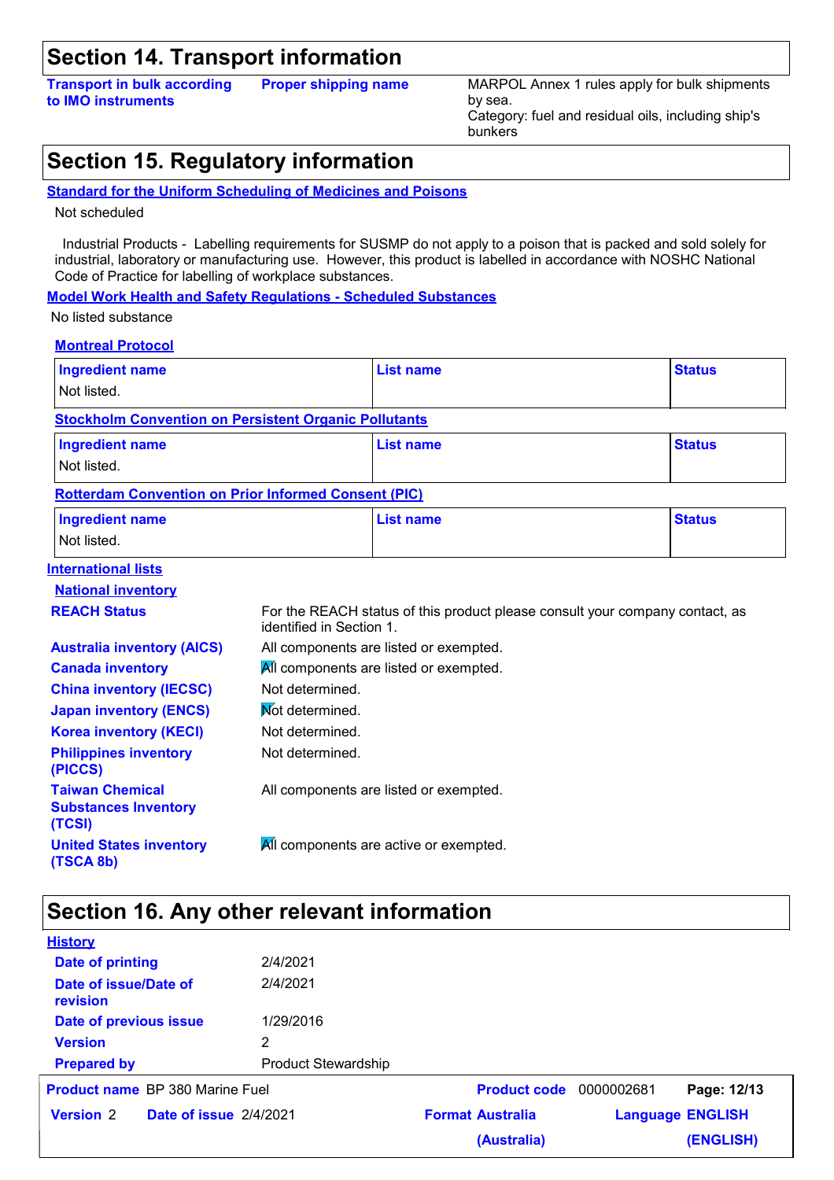## Section 14. Transport information

| | | |
|---|---|---|
| **Transport in bulk according to IMO instruments** | **Proper shipping name** | MARPOL Annex 1 rules apply for bulk shipments by sea. Category: fuel and residual oils, including ship's bunkers |

## Section 15. Regulatory information

**Standard for the Uniform Scheduling of Medicines and Poisons**

Not scheduled

Industrial Products - Labelling requirements for SUSMP do not apply to a poison that is packed and sold solely for industrial, laboratory or manufacturing use. However, this product is labelled in accordance with NOSHC National Code of Practice for labelling of workplace substances.

**Model Work Health and Safety Regulations - Scheduled Substances**

No listed substance

**Montreal Protocol**

| Ingredient name | List name | Status |
|---|---|---|
| Not listed. | | |

**Stockholm Convention on Persistent Organic Pollutants**

| Ingredient name | List name | Status |
|---|---|---|
| Not listed. | | |

**Rotterdam Convention on Prior Informed Consent (PIC)**

| Ingredient name | List name | Status |
|---|---|---|
| Not listed. | | |

**International lists**

**National inventory**

| | |
|---|---|
| **REACH Status** | For the REACH status of this product please consult your company contact, as identified in Section 1. |
| **Australia inventory (AICS)** | All components are listed or exempted. |
| **Canada inventory** | All components are listed or exempted. |
| **China inventory (IECSC)** | Not determined. |
| **Japan inventory (ENCS)** | Not determined. |
| **Korea inventory (KECI)** | Not determined. |
| **Philippines inventory (PICCS)** | Not determined. |
| **Taiwan Chemical Substances Inventory (TCSI)** | All components are listed or exempted. |
| **United States inventory (TSCA 8b)** | All components are active or exempted. |

## Section 16. Any other relevant information

**History**

| | |
|---|---|
| **Date of printing** | 2/4/2021 |
| **Date of issue/Date of revision** | 2/4/2021 |
| **Date of previous issue** | 1/29/2016 |
| **Version** | 2 |
| **Prepared by** | Product Stewardship |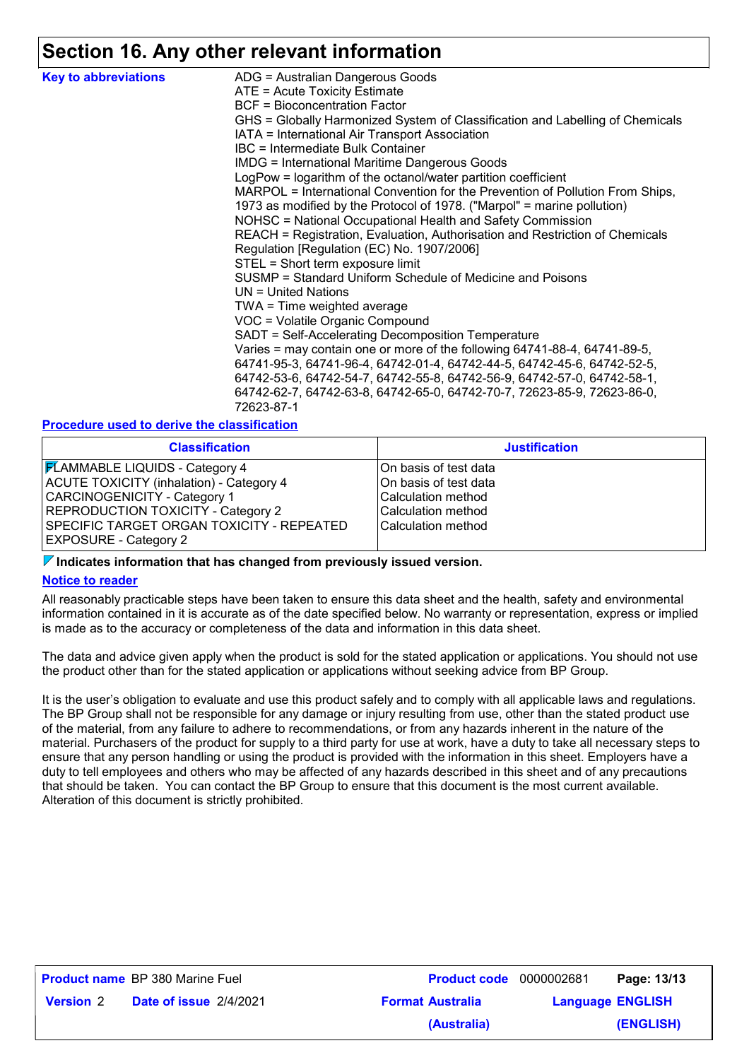# Section 16. Any other relevant information

**Key to abbreviations**

ADG = Australian Dangerous Goods
ATE = Acute Toxicity Estimate
BCF = Bioconcentration Factor
GHS = Globally Harmonized System of Classification and Labelling of Chemicals
IATA = International Air Transport Association
IBC = Intermediate Bulk Container
IMDG = International Maritime Dangerous Goods
LogPow = logarithm of the octanol/water partition coefficient
MARPOL = International Convention for the Prevention of Pollution From Ships, 1973 as modified by the Protocol of 1978. ("Marpol" = marine pollution)
NOHSC = National Occupational Health and Safety Commission
REACH = Registration, Evaluation, Authorisation and Restriction of Chemicals Regulation [Regulation (EC) No. 1907/2006]
STEL = Short term exposure limit
SUSMP = Standard Uniform Schedule of Medicine and Poisons
UN = United Nations
TWA = Time weighted average
VOC = Volatile Organic Compound
SADT = Self-Accelerating Decomposition Temperature
Varies = may contain one or more of the following 64741-88-4, 64741-89-5, 64741-95-3, 64741-96-4, 64742-01-4, 64742-44-5, 64742-45-6, 64742-52-5, 64742-53-6, 64742-54-7, 64742-55-8, 64742-56-9, 64742-57-0, 64742-58-1, 64742-62-7, 64742-63-8, 64742-65-0, 64742-70-7, 72623-85-9, 72623-86-0, 72623-87-1

**Procedure used to derive the classification**

| Classification | Justification |
|---|---|
| FLAMMABLE LIQUIDS - Category 4 | On basis of test data |
| ACUTE TOXICITY (inhalation) - Category 4 | On basis of test data |
| CARCINOGENICITY - Category 1 | Calculation method |
| REPRODUCTION TOXICITY - Category 2 | Calculation method |
| SPECIFIC TARGET ORGAN TOXICITY - REPEATED EXPOSURE - Category 2 | Calculation method |

**Indicates information that has changed from previously issued version.**

**Notice to reader**

All reasonably practicable steps have been taken to ensure this data sheet and the health, safety and environmental information contained in it is accurate as of the date specified below. No warranty or representation, express or implied is made as to the accuracy or completeness of the data and information in this data sheet.

The data and advice given apply when the product is sold for the stated application or applications. You should not use the product other than for the stated application or applications without seeking advice from BP Group.

It is the user's obligation to evaluate and use this product safely and to comply with all applicable laws and regulations. The BP Group shall not be responsible for any damage or injury resulting from use, other than the stated product use of the material, from any failure to adhere to recommendations, or from any hazards inherent in the nature of the material. Purchasers of the product for supply to a third party for use at work, have a duty to take all necessary steps to ensure that any person handling or using the product is provided with the information in this sheet. Employers have a duty to tell employees and others who may be affected of any hazards described in this sheet and of any precautions that should be taken. You can contact the BP Group to ensure that this document is the most current available. Alteration of this document is strictly prohibited.